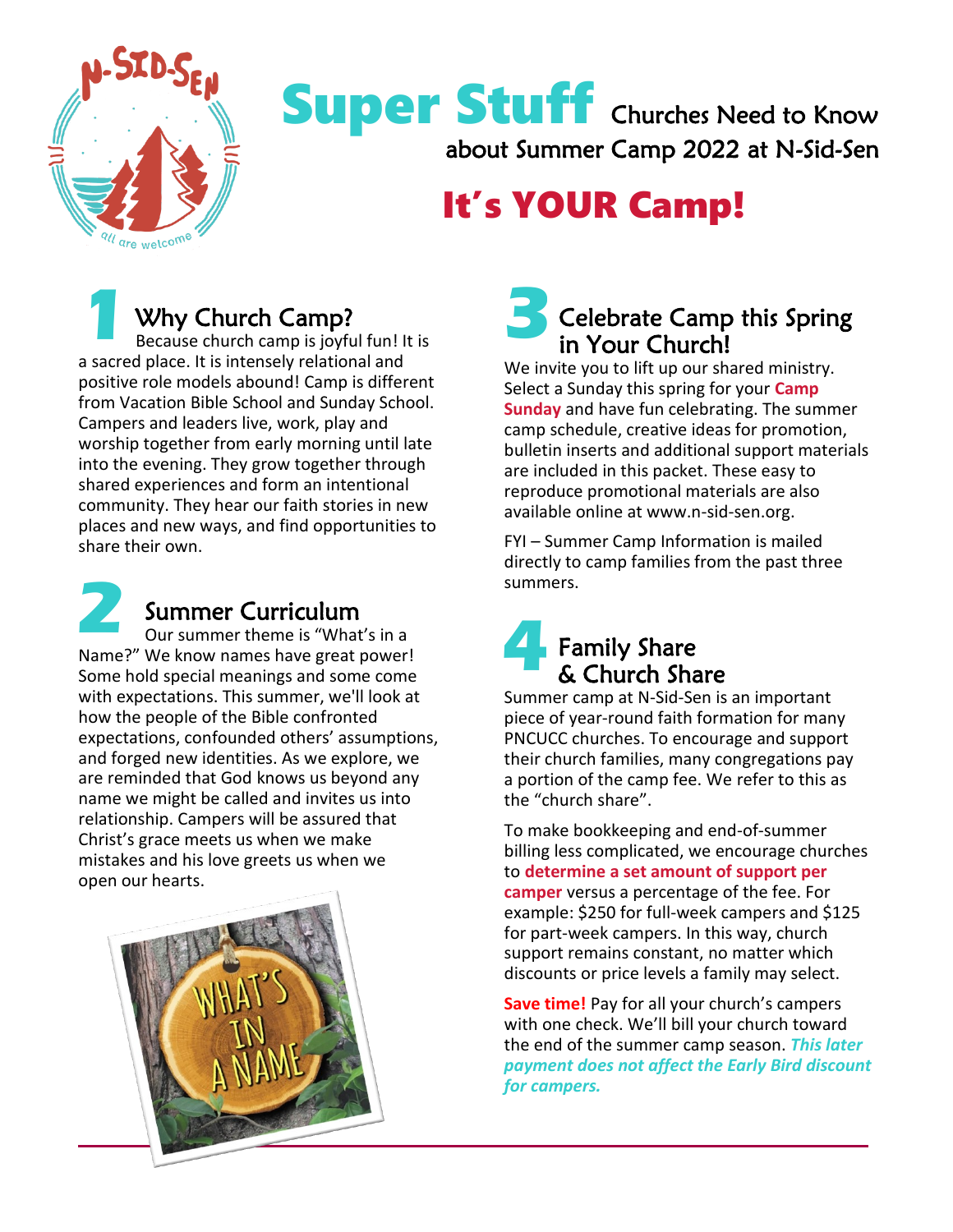# Super Stuff Churches Need to Know about Summer Camp 2022 at N-Sid-Sen

## It's YOUR Camp!

### 1 Why Church Camp?

Because church camp is joyful fun! It is a sacred place. It is intensely relational and positive role models abound! Camp is different from Vacation Bible School and Sunday School. Campers and leaders live, work, play and worship together from early morning until late into the evening. They grow together through shared experiences and form an intentional community. They hear our faith stories in new places and new ways, and find opportunities to share their own.

### 2 Summer Curriculum

Our summer theme is "What's in a Name?" We know names have great power! Some hold special meanings and some come with expectations. This summer, we'll look at how the people of the Bible confronted expectations, confounded others' assumptions, and forged new identities. As we explore, we are reminded that God knows us beyond any name we might be called and invites us into relationship. Campers will be assured that Christ's grace meets us when we make mistakes and his love greets us when we open our hearts.

### 3 Celebrate Camp this Spring in Your Church!

We invite you to lift up our shared ministry. Select a Sunday this spring for your **Camp Sunday** and have fun celebrating. The summer camp schedule, creative ideas for promotion, bulletin inserts and additional support materials are included in this packet. These easy to reproduce promotional materials are also available online at www.n-sid-sen.org.

FYI – Summer Camp Information is mailed directly to camp families from the past three summers.

### 4 Family Share & Church Share

Summer camp at N-Sid-Sen is an important piece of year-round faith formation for many PNCUCC churches. To encourage and support their church families, many congregations pay a portion of the camp fee. We refer to this as the "church share".

To make bookkeeping and end-of-summer billing less complicated, we encourage churches to **determine a set amount of support per camper** versus a percentage of the fee. For example: $250 for full-week campers and $125 for part-week campers. In this way, church support remains constant, no matter which discounts or price levels a family may select.

**Save time!** Pay for all your church's campers with one check. We'll bill your church toward the end of the summer camp season. ***This later payment does not affect the Early Bird discount for campers.***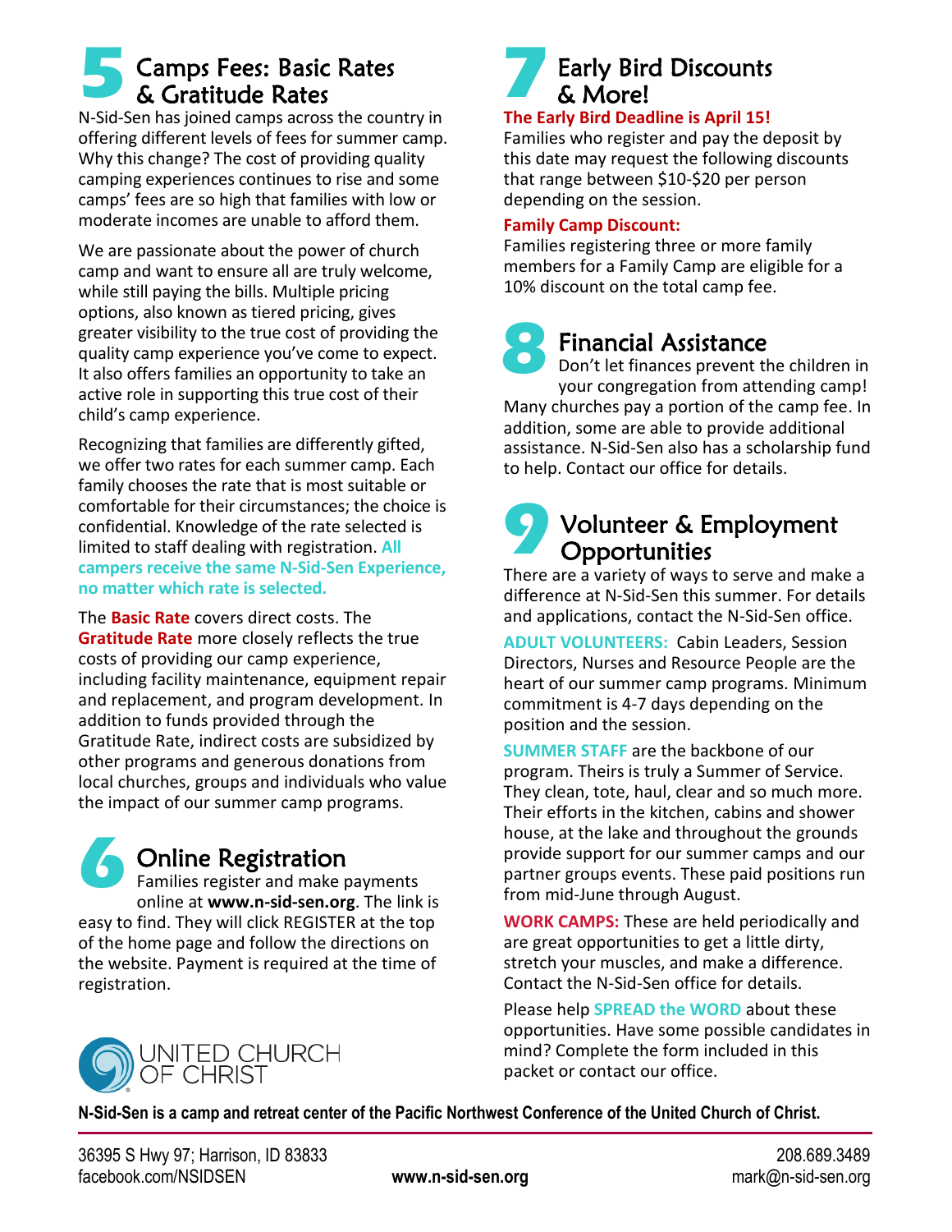## 5 Camps Fees: Basic Rates & Gratitude Rates

N-Sid-Sen has joined camps across the country in offering different levels of fees for summer camp. Why this change? The cost of providing quality camping experiences continues to rise and some camps' fees are so high that families with low or moderate incomes are unable to afford them.

We are passionate about the power of church camp and want to ensure all are truly welcome, while still paying the bills. Multiple pricing options, also known as tiered pricing, gives greater visibility to the true cost of providing the quality camp experience you've come to expect. It also offers families an opportunity to take an active role in supporting this true cost of their child's camp experience.

Recognizing that families are differently gifted, we offer two rates for each summer camp. Each family chooses the rate that is most suitable or comfortable for their circumstances; the choice is confidential. Knowledge of the rate selected is limited to staff dealing with registration. **All campers receive the same N-Sid-Sen Experience, no matter which rate is selected.**

The **Basic Rate** covers direct costs. The **Gratitude Rate** more closely reflects the true costs of providing our camp experience, including facility maintenance, equipment repair and replacement, and program development. In addition to funds provided through the Gratitude Rate, indirect costs are subsidized by other programs and generous donations from local churches, groups and individuals who value the impact of our summer camp programs.

## 6 Online Registration

Families register and make payments online at **www.n-sid-sen.org**. The link is easy to find. They will click REGISTER at the top of the home page and follow the directions on the website. Payment is required at the time of registration.

UNITED CHURCH OF CHRIST

## 7 Early Bird Discounts & More!

**The Early Bird Deadline is April 15!**

Families who register and pay the deposit by this date may request the following discounts that range between $10-$20 per person depending on the session.

**Family Camp Discount:**

Families registering three or more family members for a Family Camp are eligible for a 10% discount on the total camp fee.

## 8 Financial Assistance

Don't let finances prevent the children in your congregation from attending camp! Many churches pay a portion of the camp fee. In addition, some are able to provide additional assistance. N-Sid-Sen also has a scholarship fund to help. Contact our office for details.

## 9 Volunteer & Employment Opportunities

There are a variety of ways to serve and make a difference at N-Sid-Sen this summer. For details and applications, contact the N-Sid-Sen office.

**ADULT VOLUNTEERS:** Cabin Leaders, Session Directors, Nurses and Resource People are the heart of our summer camp programs. Minimum commitment is 4-7 days depending on the position and the session.

**SUMMER STAFF** are the backbone of our program. Theirs is truly a Summer of Service. They clean, tote, haul, clear and so much more. Their efforts in the kitchen, cabins and shower house, at the lake and throughout the grounds provide support for our summer camps and our partner groups events. These paid positions run from mid-June through August.

**WORK CAMPS:** These are held periodically and are great opportunities to get a little dirty, stretch your muscles, and make a difference. Contact the N-Sid-Sen office for details.

Please help **SPREAD the WORD** about these opportunities. Have some possible candidates in mind? Complete the form included in this packet or contact our office.

**N-Sid-Sen is a camp and retreat center of the Pacific Northwest Conference of the United Church of Christ.**

36395 S Hwy 97; Harrison, ID 83833
facebook.com/NSIDSEN

**www.n-sid-sen.org**

208.689.3489
mark@n-sid-sen.org